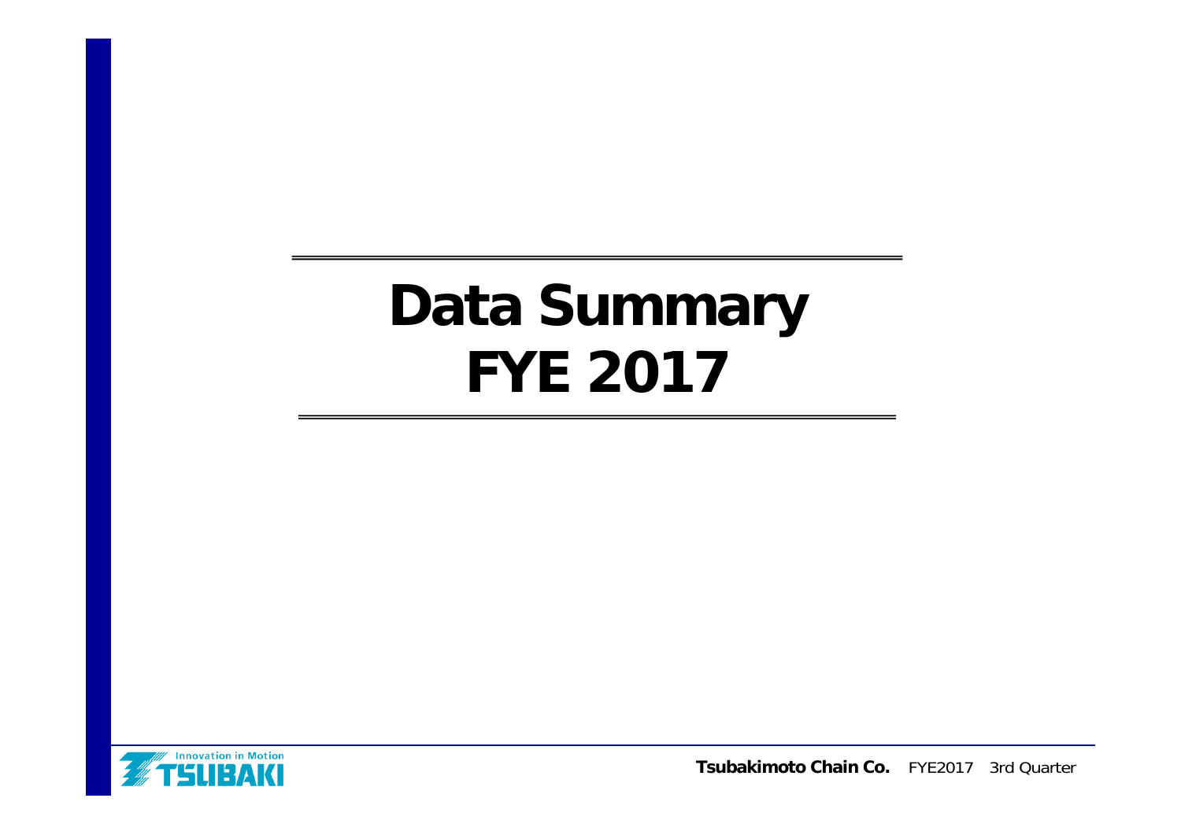# Data Summary
# FYE 2017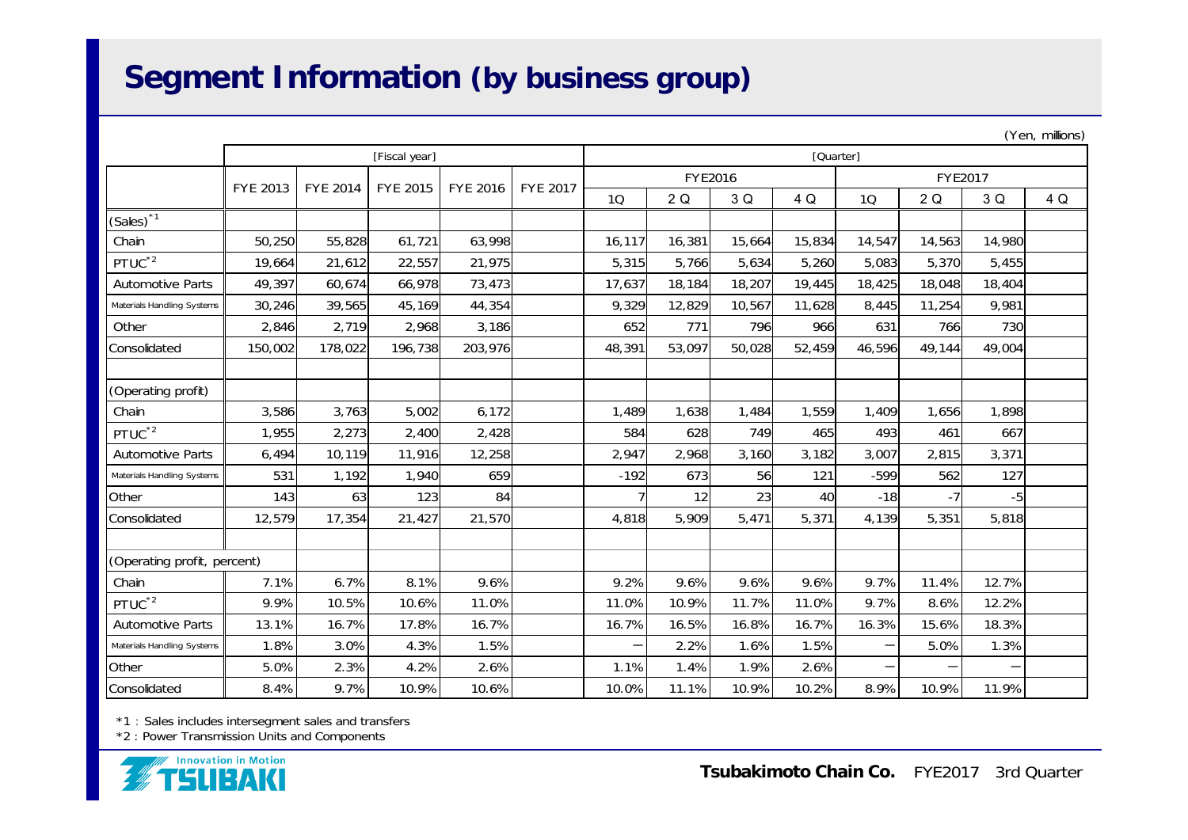# Segment Information (by business group)

(Yen, millions)

| | [Fiscal year] | | | | | [Quarter] | | | | | | | |
|---|---|---|---|---|---|---|---|---|---|---|---|---|---|
| | | | | | | FYE2016 | | | | FYE2017 | | | |
| | FYE 2013 | FYE 2014 | FYE 2015 | FYE 2016 | FYE 2017 | 1Q | 2Q | 3Q | 4Q | 1Q | 2Q | 3Q | 4Q |
| (Sales)[*1] | | | | | | | | | | | | | |
| Chain | 50,250 | 55,828 | 61,721 | 63,998 | | 16,117 | 16,381 | 15,664 | 15,834 | 14,547 | 14,563 | 14,980 | |
| PTUC[*2] | 19,664 | 21,612 | 22,557 | 21,975 | | 5,315 | 5,766 | 5,634 | 5,260 | 5,083 | 5,370 | 5,455 | |
| Automotive Parts | 49,397 | 60,674 | 66,978 | 73,473 | | 17,637 | 18,184 | 18,207 | 19,445 | 18,425 | 18,048 | 18,404 | |
| Materials Handling Systems | 30,246 | 39,565 | 45,169 | 44,354 | | 9,329 | 12,829 | 10,567 | 11,628 | 8,445 | 11,254 | 9,981 | |
| Other | 2,846 | 2,719 | 2,968 | 3,186 | | 652 | 771 | 796 | 966 | 631 | 766 | 730 | |
| Consolidated | 150,002 | 178,022 | 196,738 | 203,976 | | 48,391 | 53,097 | 50,028 | 52,459 | 46,596 | 49,144 | 49,004 | |
| | | | | | | | | | | | | | |
| (Operating profit) | | | | | | | | | | | | | |
| Chain | 3,586 | 3,763 | 5,002 | 6,172 | | 1,489 | 1,638 | 1,484 | 1,559 | 1,409 | 1,656 | 1,898 | |
| PTUC[*2] | 1,955 | 2,273 | 2,400 | 2,428 | | 584 | 628 | 749 | 465 | 493 | 461 | 667 | |
| Automotive Parts | 6,494 | 10,119 | 11,916 | 12,258 | | 2,947 | 2,968 | 3,160 | 3,182 | 3,007 | 2,815 | 3,371 | |
| Materials Handling Systems | 531 | 1,192 | 1,940 | 659 | | -192 | 673 | 56 | 121 | -599 | 562 | 127 | |
| Other | 143 | 63 | 123 | 84 | | 7 | 12 | 23 | 40 | -18 | -7 | -5 | |
| Consolidated | 12,579 | 17,354 | 21,427 | 21,570 | | 4,818 | 5,909 | 5,471 | 5,371 | 4,139 | 5,351 | 5,818 | |
| | | | | | | | | | | | | | |
| (Operating profit, percent) | | | | | | | | | | | | | |
| Chain | 7.1% | 6.7% | 8.1% | 9.6% | | 9.2% | 9.6% | 9.6% | 9.6% | 9.7% | 11.4% | 12.7% | |
| PTUC[*2] | 9.9% | 10.5% | 10.6% | 11.0% | | 11.0% | 10.9% | 11.7% | 11.0% | 9.7% | 8.6% | 12.2% | |
| Automotive Parts | 13.1% | 16.7% | 17.8% | 16.7% | | 16.7% | 16.5% | 16.8% | 16.7% | 16.3% | 15.6% | 18.3% | |
| Materials Handling Systems | 1.8% | 3.0% | 4.3% | 1.5% | | － | 2.2% | 1.6% | 1.5% | － | 5.0% | 1.3% | |
| Other | 5.0% | 2.3% | 4.2% | 2.6% | | 1.1% | 1.4% | 1.9% | 2.6% | － | － | － | |
| Consolidated | 8.4% | 9.7% | 10.9% | 10.6% | | 10.0% | 11.1% | 10.9% | 10.2% | 8.9% | 10.9% | 11.9% | |

*1：Sales includes intersegment sales and transfers

*2：Power Transmission Units and Components

Tsubakimoto Chain Co. FYE2017 3rd Quarter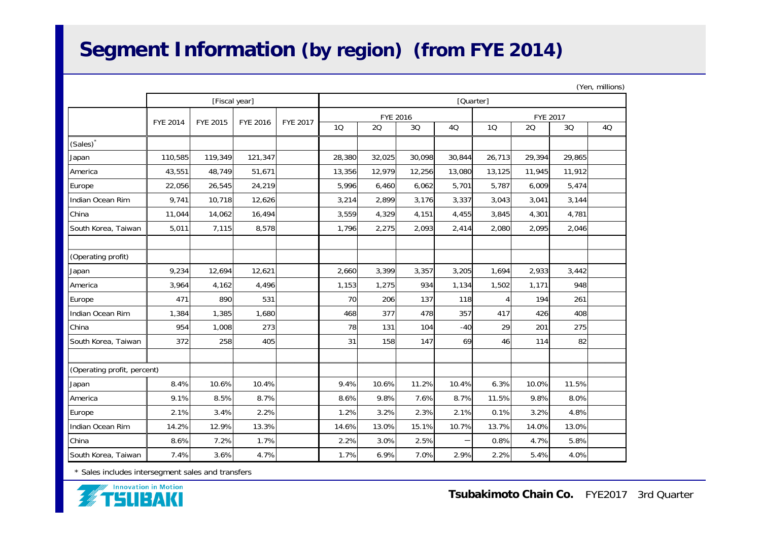# Segment Information (by region) (from FYE 2014)

(Yen, millions)

| | [Fiscal year] | | | | [Quarter] | | | | | | | |
|---|---|---|---|---|---|---|---|---|---|---|---|---|
| | FYE 2014 | FYE 2015 | FYE 2016 | FYE 2017 | FYE 2016 | | | | FYE 2017 | | | |
| | | | | | 1Q | 2Q | 3Q | 4Q | 1Q | 2Q | 3Q | 4Q |
| (Sales)* | | | | | | | | | | | | |
| Japan | 110,585 | 119,349 | 121,347 | | 28,380 | 32,025 | 30,098 | 30,844 | 26,713 | 29,394 | 29,865 | |
| America | 43,551 | 48,749 | 51,671 | | 13,356 | 12,979 | 12,256 | 13,080 | 13,125 | 11,945 | 11,912 | |
| Europe | 22,056 | 26,545 | 24,219 | | 5,996 | 6,460 | 6,062 | 5,701 | 5,787 | 6,009 | 5,474 | |
| Indian Ocean Rim | 9,741 | 10,718 | 12,626 | | 3,214 | 2,899 | 3,176 | 3,337 | 3,043 | 3,041 | 3,144 | |
| China | 11,044 | 14,062 | 16,494 | | 3,559 | 4,329 | 4,151 | 4,455 | 3,845 | 4,301 | 4,781 | |
| South Korea, Taiwan | 5,011 | 7,115 | 8,578 | | 1,796 | 2,275 | 2,093 | 2,414 | 2,080 | 2,095 | 2,046 | |
| | | | | | | | | | | | | |
| (Operating profit) | | | | | | | | | | | | |
| Japan | 9,234 | 12,694 | 12,621 | | 2,660 | 3,399 | 3,357 | 3,205 | 1,694 | 2,933 | 3,442 | |
| America | 3,964 | 4,162 | 4,496 | | 1,153 | 1,275 | 934 | 1,134 | 1,502 | 1,171 | 948 | |
| Europe | 471 | 890 | 531 | | 70 | 206 | 137 | 118 | 4 | 194 | 261 | |
| Indian Ocean Rim | 1,384 | 1,385 | 1,680 | | 468 | 377 | 478 | 357 | 417 | 426 | 408 | |
| China | 954 | 1,008 | 273 | | 78 | 131 | 104 | -40 | 29 | 201 | 275 | |
| South Korea, Taiwan | 372 | 258 | 405 | | 31 | 158 | 147 | 69 | 46 | 114 | 82 | |
| | | | | | | | | | | | | |
| (Operating profit, percent) | | | | | | | | | | | | |
| Japan | 8.4% | 10.6% | 10.4% | | 9.4% | 10.6% | 11.2% | 10.4% | 6.3% | 10.0% | 11.5% | |
| America | 9.1% | 8.5% | 8.7% | | 8.6% | 9.8% | 7.6% | 8.7% | 11.5% | 9.8% | 8.0% | |
| Europe | 2.1% | 3.4% | 2.2% | | 1.2% | 3.2% | 2.3% | 2.1% | 0.1% | 3.2% | 4.8% | |
| Indian Ocean Rim | 14.2% | 12.9% | 13.3% | | 14.6% | 13.0% | 15.1% | 10.7% | 13.7% | 14.0% | 13.0% | |
| China | 8.6% | 7.2% | 1.7% | | 2.2% | 3.0% | 2.5% | — | 0.8% | 4.7% | 5.8% | |
| South Korea, Taiwan | 7.4% | 3.6% | 4.7% | | 1.7% | 6.9% | 7.0% | 2.9% | 2.2% | 5.4% | 4.0% | |

\* Sales includes intersegment sales and transfers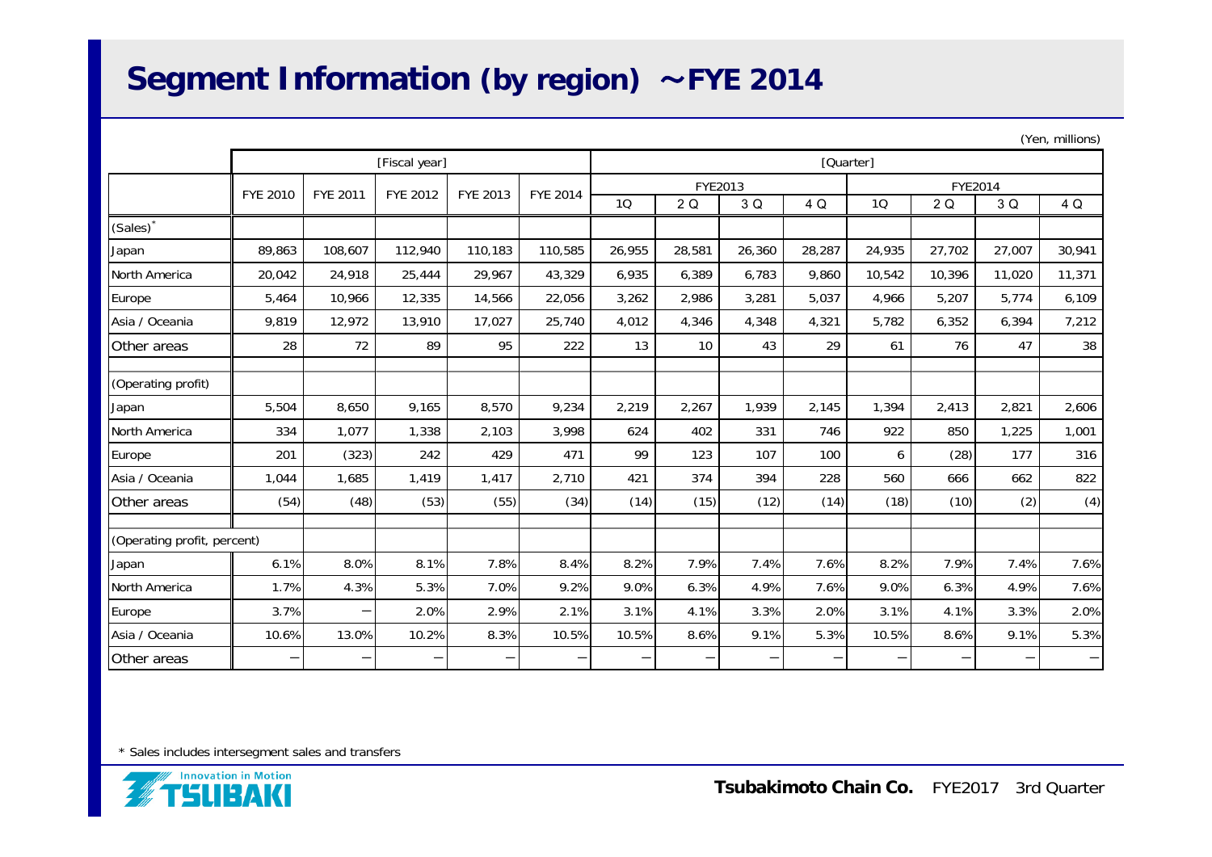# Segment Information (by region) ～FYE 2014

(Yen, millions)

| | [Fiscal year] | | | | | [Quarter] | | | | | | | |
|---|---|---|---|---|---|---|---|---|---|---|---|---|---|
| | | | | | | FYE2013 | | | | FYE2014 | | | |
| | FYE 2010 | FYE 2011 | FYE 2012 | FYE 2013 | FYE 2014 | 1Q | 2 Q | 3 Q | 4 Q | 1Q | 2 Q | 3 Q | 4 Q |
| (Sales)* | | | | | | | | | | | | | |
| Japan | 89,863 | 108,607 | 112,940 | 110,183 | 110,585 | 26,955 | 28,581 | 26,360 | 28,287 | 24,935 | 27,702 | 27,007 | 30,941 |
| North America | 20,042 | 24,918 | 25,444 | 29,967 | 43,329 | 6,935 | 6,389 | 6,783 | 9,860 | 10,542 | 10,396 | 11,020 | 11,371 |
| Europe | 5,464 | 10,966 | 12,335 | 14,566 | 22,056 | 3,262 | 2,986 | 3,281 | 5,037 | 4,966 | 5,207 | 5,774 | 6,109 |
| Asia / Oceania | 9,819 | 12,972 | 13,910 | 17,027 | 25,740 | 4,012 | 4,346 | 4,348 | 4,321 | 5,782 | 6,352 | 6,394 | 7,212 |
| Other areas | 28 | 72 | 89 | 95 | 222 | 13 | 10 | 43 | 29 | 61 | 76 | 47 | 38 |
| (Operating profit) | | | | | | | | | | | | | |
| Japan | 5,504 | 8,650 | 9,165 | 8,570 | 9,234 | 2,219 | 2,267 | 1,939 | 2,145 | 1,394 | 2,413 | 2,821 | 2,606 |
| North America | 334 | 1,077 | 1,338 | 2,103 | 3,998 | 624 | 402 | 331 | 746 | 922 | 850 | 1,225 | 1,001 |
| Europe | 201 | (323) | 242 | 429 | 471 | 99 | 123 | 107 | 100 | 6 | (28) | 177 | 316 |
| Asia / Oceania | 1,044 | 1,685 | 1,419 | 1,417 | 2,710 | 421 | 374 | 394 | 228 | 560 | 666 | 662 | 822 |
| Other areas | (54) | (48) | (53) | (55) | (34) | (14) | (15) | (12) | (14) | (18) | (10) | (2) | (4) |
| (Operating profit, percent) | | | | | | | | | | | | | |
| Japan | 6.1% | 8.0% | 8.1% | 7.8% | 8.4% | 8.2% | 7.9% | 7.4% | 7.6% | 8.2% | 7.9% | 7.4% | 7.6% |
| North America | 1.7% | 4.3% | 5.3% | 7.0% | 9.2% | 9.0% | 6.3% | 4.9% | 7.6% | 9.0% | 6.3% | 4.9% | 7.6% |
| Europe | 3.7% | － | 2.0% | 2.9% | 2.1% | 3.1% | 4.1% | 3.3% | 2.0% | 3.1% | 4.1% | 3.3% | 2.0% |
| Asia / Oceania | 10.6% | 13.0% | 10.2% | 8.3% | 10.5% | 10.5% | 8.6% | 9.1% | 5.3% | 10.5% | 8.6% | 9.1% | 5.3% |
| Other areas | － | － | － | － | － | － | － | － | － | － | － | － | － |

* Sales includes intersegment sales and transfers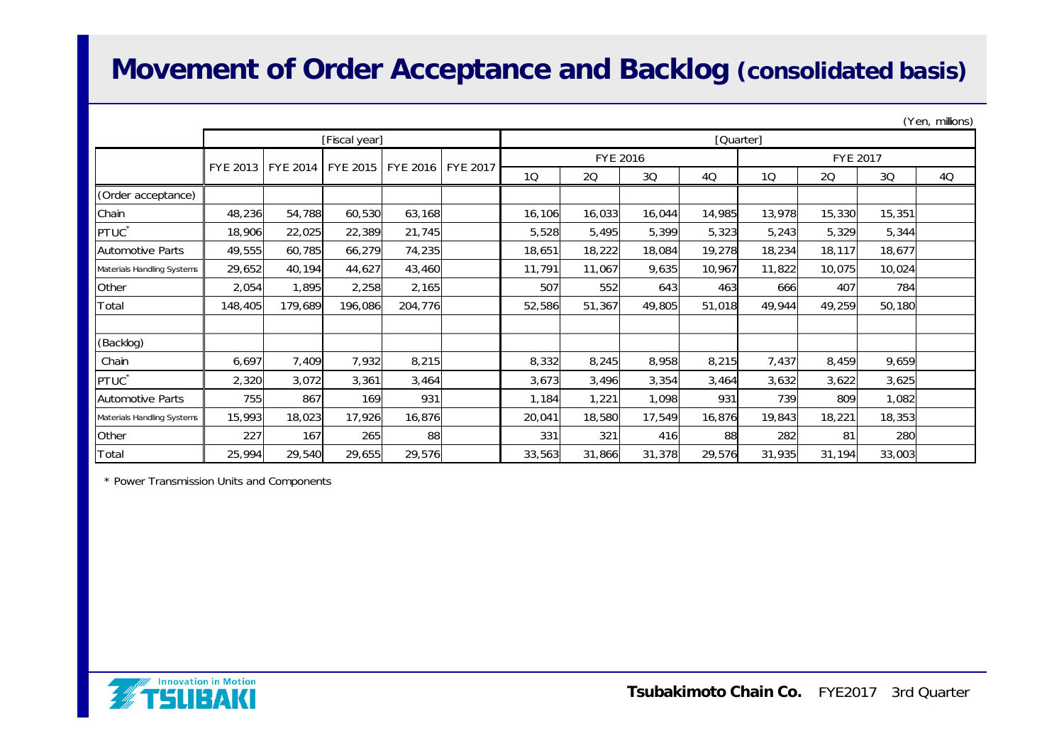# Movement of Order Acceptance and Backlog (consolidated basis)

(Yen, millions)

| | [Fiscal year] | | | | | [Quarter] | | | | | | | |
|---|---|---|---|---|---|---|---|---|---|---|---|---|---|
| | | | | | | FYE 2016 | | | | FYE 2017 | | | |
| | FYE 2013 | FYE 2014 | FYE 2015 | FYE 2016 | FYE 2017 | 1Q | 2Q | 3Q | 4Q | 1Q | 2Q | 3Q | 4Q |
| (Order acceptance) | | | | | | | | | | | | | |
| Chain | 48,236 | 54,788 | 60,530 | 63,168 | | 16,106 | 16,033 | 16,044 | 14,985 | 13,978 | 15,330 | 15,351 | |
| PTUC* | 18,906 | 22,025 | 22,389 | 21,745 | | 5,528 | 5,495 | 5,399 | 5,323 | 5,243 | 5,329 | 5,344 | |
| Automotive Parts | 49,555 | 60,785 | 66,279 | 74,235 | | 18,651 | 18,222 | 18,084 | 19,278 | 18,234 | 18,117 | 18,677 | |
| Materials Handling Systems | 29,652 | 40,194 | 44,627 | 43,460 | | 11,791 | 11,067 | 9,635 | 10,967 | 11,822 | 10,075 | 10,024 | |
| Other | 2,054 | 1,895 | 2,258 | 2,165 | | 507 | 552 | 643 | 463 | 666 | 407 | 784 | |
| Total | 148,405 | 179,689 | 196,086 | 204,776 | | 52,586 | 51,367 | 49,805 | 51,018 | 49,944 | 49,259 | 50,180 | |
| | | | | | | | | | | | | | |
| (Backlog) | | | | | | | | | | | | | |
| Chain | 6,697 | 7,409 | 7,932 | 8,215 | | 8,332 | 8,245 | 8,958 | 8,215 | 7,437 | 8,459 | 9,659 | |
| PTUC* | 2,320 | 3,072 | 3,361 | 3,464 | | 3,673 | 3,496 | 3,354 | 3,464 | 3,632 | 3,622 | 3,625 | |
| Automotive Parts | 755 | 867 | 169 | 931 | | 1,184 | 1,221 | 1,098 | 931 | 739 | 809 | 1,082 | |
| Materials Handling Systems | 15,993 | 18,023 | 17,926 | 16,876 | | 20,041 | 18,580 | 17,549 | 16,876 | 19,843 | 18,221 | 18,353 | |
| Other | 227 | 167 | 265 | 88 | | 331 | 321 | 416 | 88 | 282 | 81 | 280 | |
| Total | 25,994 | 29,540 | 29,655 | 29,576 | | 33,563 | 31,866 | 31,378 | 29,576 | 31,935 | 31,194 | 33,003 | |

* Power Transmission Units and Components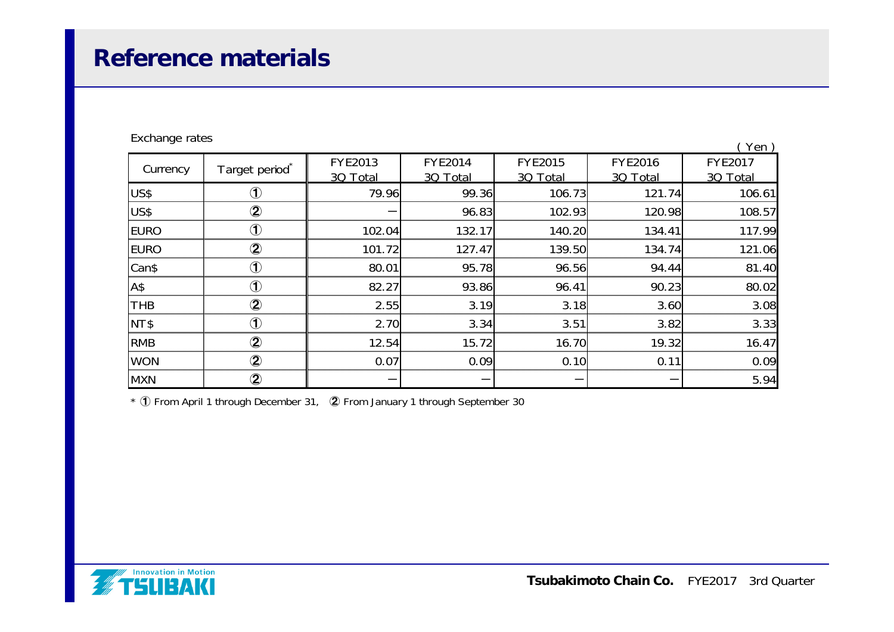# Reference materials

Exchange rates

( Yen )

| Currency | Target period* | FYE2013 3Q Total | FYE2014 3Q Total | FYE2015 3Q Total | FYE2016 3Q Total | FYE2017 3Q Total |
|---|---|---|---|---|---|---|
| US$ | ① | 79.96 | 99.36 | 106.73 | 121.74 | 106.61 |
| US$ | ② | — | 96.83 | 102.93 | 120.98 | 108.57 |
| EURO | ① | 102.04 | 132.17 | 140.20 | 134.41 | 117.99 |
| EURO | ② | 101.72 | 127.47 | 139.50 | 134.74 | 121.06 |
| Can$ | ① | 80.01 | 95.78 | 96.56 | 94.44 | 81.40 |
| A$ | ① | 82.27 | 93.86 | 96.41 | 90.23 | 80.02 |
| THB | ② | 2.55 | 3.19 | 3.18 | 3.60 | 3.08 |
| NT$ | ① | 2.70 | 3.34 | 3.51 | 3.82 | 3.33 |
| RMB | ② | 12.54 | 15.72 | 16.70 | 19.32 | 16.47 |
| WON | ② | 0.07 | 0.09 | 0.10 | 0.11 | 0.09 |
| MXN | ② | — | — | — | — | 5.94 |

* ① From April 1 through December 31, ② From January 1 through September 30